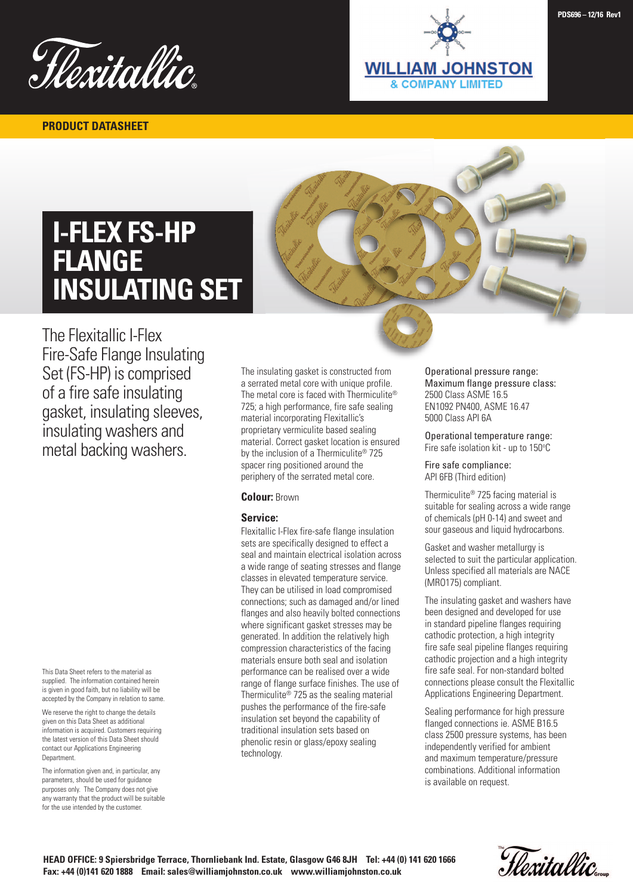**PRODUCT DATASHEET**

# I-FLEX FS-HP FLANGE INSULATING SET

## The Flexitallic I-Flex Fire-Safe Flange Insulating Set (FS-HP) is comprised of a fire safe insulating gasket, insulating sleeves, insulating washers and metal backing washers.

This Data Sheet refers to the material as supplied. The information contained herein is given in good faith, but no liability will be accepted by the Company in relation to same.

We reserve the right to change the details given on this Data Sheet as additional information is acquired. Customers requiring the latest version of this Data Sheet should contact our Applications Engineering Department.

The information given and, in particular, any parameters, should be used for guidance purposes only. The Company does not give any warranty that the product will be suitable for the use intended by the customer.

The insulating gasket is constructed from a serrated metal core with unique profile. The metal core is faced with Thermiculite® 725; a high performance, fire safe sealing material incorporating Flexitallic's proprietary vermiculite based sealing material. Correct gasket location is ensured by the inclusion of a Thermiculite® 725 spacer ring positioned around the periphery of the serrated metal core.

**Colour:** Brown

### Service:

Flexitallic I-Flex fire-safe flange insulation sets are specifically designed to effect a seal and maintain electrical isolation across a wide range of seating stresses and flange classes in elevated temperature service. They can be utilised in load compromised connections; such as damaged and/or lined flanges and also heavily bolted connections where significant gasket stresses may be generated. In addition the relatively high compression characteristics of the facing materials ensure both seal and isolation performance can be realised over a wide range of flange surface finishes. The use of Thermiculite® 725 as the sealing material pushes the performance of the fire-safe insulation set beyond the capability of traditional insulation sets based on phenolic resin or glass/epoxy sealing technology.

Operational pressure range:
Maximum flange pressure class:
2500 Class ASME 16.5
EN1092 PN400, ASME 16.47
5000 Class API 6A

Operational temperature range:
Fire safe isolation kit - up to 150°C

Fire safe compliance:
API 6FB (Third edition)

Thermiculite® 725 facing material is suitable for sealing across a wide range of chemicals (pH 0-14) and sweet and sour gaseous and liquid hydrocarbons.

Gasket and washer metallurgy is selected to suit the particular application. Unless specified all materials are NACE (MR0175) compliant.

The insulating gasket and washers have been designed and developed for use in standard pipeline flanges requiring cathodic protection, a high integrity fire safe seal pipeline flanges requiring cathodic projection and a high integrity fire safe seal. For non-standard bolted connections please consult the Flexitallic Applications Engineering Department.

Sealing performance for high pressure flanged connections ie. ASME B16.5 class 2500 pressure systems, has been independently verified for ambient and maximum temperature/pressure combinations. Additional information is available on request.

**HEAD OFFICE: 9 Spiersbridge Terrace, Thornliebank Ind. Estate, Glasgow G46 8JH Tel: +44 (0) 141 620 1666**
**Fax: +44 (0)141 620 1888 Email: sales@williamjohnston.co.uk www.williamjohnston.co.uk**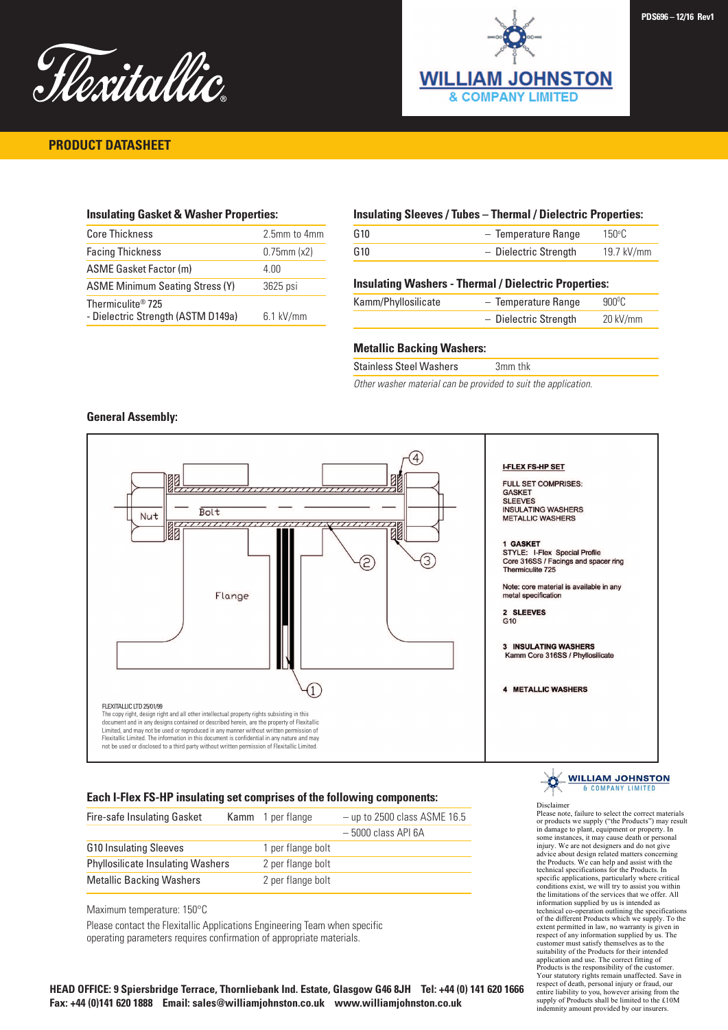PDS696 – 12/16 Rev1

## PRODUCT DATASHEET

### Insulating Gasket & Washer Properties:

| | |
|---|---|
| Core Thickness | 2.5mm to 4mm |
| Facing Thickness | 0.75mm (x2) |
| ASME Gasket Factor (m) | 4.00 |
| ASME Minimum Seating Stress (Y) | 3625 psi |
| Thermiculite® 725 - Dielectric Strength (ASTM D149a) | 6.1 kV/mm |

### Insulating Sleeves / Tubes – Thermal / Dielectric Properties:

| | | |
|---|---|---|
| G10 | – Temperature Range | 150°C |
| G10 | – Dielectric Strength | 19.7 kV/mm |

### Insulating Washers - Thermal / Dielectric Properties:

| | | |
|---|---|---|
| Kamm/Phyllosilicate | – Temperature Range | 900°C |
| | – Dielectric Strength | 20 kV/mm |

### Metallic Backing Washers:

| | |
|---|---|
| Stainless Steel Washers | 3mm thk |

*Other washer material can be provided to suit the application.*

### General Assembly:

Nut
Bolt
Flange
1
2
3
4

FLEXITALLIC LTD 25/01/99
The copy right, design right and all other intellectual property rights subsisting in this document and in any designs contained or described herein, are the property of Flexitallic Limited, and may not be used or reproduced in any manner without written permission of Flexitallic Limited. The information in this document is confidential in any nature and may not be used or disclosed to a third party without written permission of Flexitallic Limited.

I-FLEX FS-HP SET

FULL SET COMPRISES:
GASKET
SLEEVES
INSULATING WASHERS
METALLIC WASHERS

1 GASKET
STYLE: I-Flex Special Profile
Core 316SS / Facings and spacer ring Thermiculite 725

Note: core material is available in any metal specification

2 SLEEVES
G10

3 INSULATING WASHERS
Kamm Core 316SS / Phyllosilicate

4 METALLIC WASHERS

### Each I-Flex FS-HP insulating set comprises of the following components:

| | | | |
|---|---|---|---|
| Fire-safe Insulating Gasket | Kamm | 1 per flange | – up to 2500 class ASME 16.5 |
| | | | – 5000 class API 6A |
| G10 Insulating Sleeves | | 1 per flange bolt | |
| Phyllosilicate Insulating Washers | | 2 per flange bolt | |
| Metallic Backing Washers | | 2 per flange bolt | |

Maximum temperature: 150°C

Please contact the Flexitallic Applications Engineering Team when specific operating parameters requires confirmation of appropriate materials.

WILLIAM JOHNSTON & COMPANY LIMITED

Disclaimer
Please note, failure to select the correct materials or products we supply ("the Products") may result in damage to plant, equipment or property. In some instances, it may cause death or personal injury. We are not designers and do not give advice about design related matters concerning the Products. We can help and assist with the technical specifications for the Products. In specific applications, particularly where critical conditions exist, we will try to assist you within the limitations of the services that we offer. All information supplied by us is intended as technical co-operation outlining the specifications of the different Products which we supply. To the extent permitted in law, no warranty is given in respect of any information supplied by us. The customer must satisfy themselves as to the suitability of the Products for their intended application and use. The correct fitting of Products is the responsibility of the customer. Your statutory rights remain unaffected. Save in respect of death, personal injury or fraud, our entire liability to you, however arising from the supply of Products shall be limited to the £10M indemnity amount provided by our insurers.

**HEAD OFFICE: 9 Spiersbridge Terrace, Thornliebank Ind. Estate, Glasgow G46 8JH Tel: +44 (0) 141 620 1666**
**Fax: +44 (0)141 620 1888 Email: sales@williamjohnston.co.uk www.williamjohnston.co.uk**